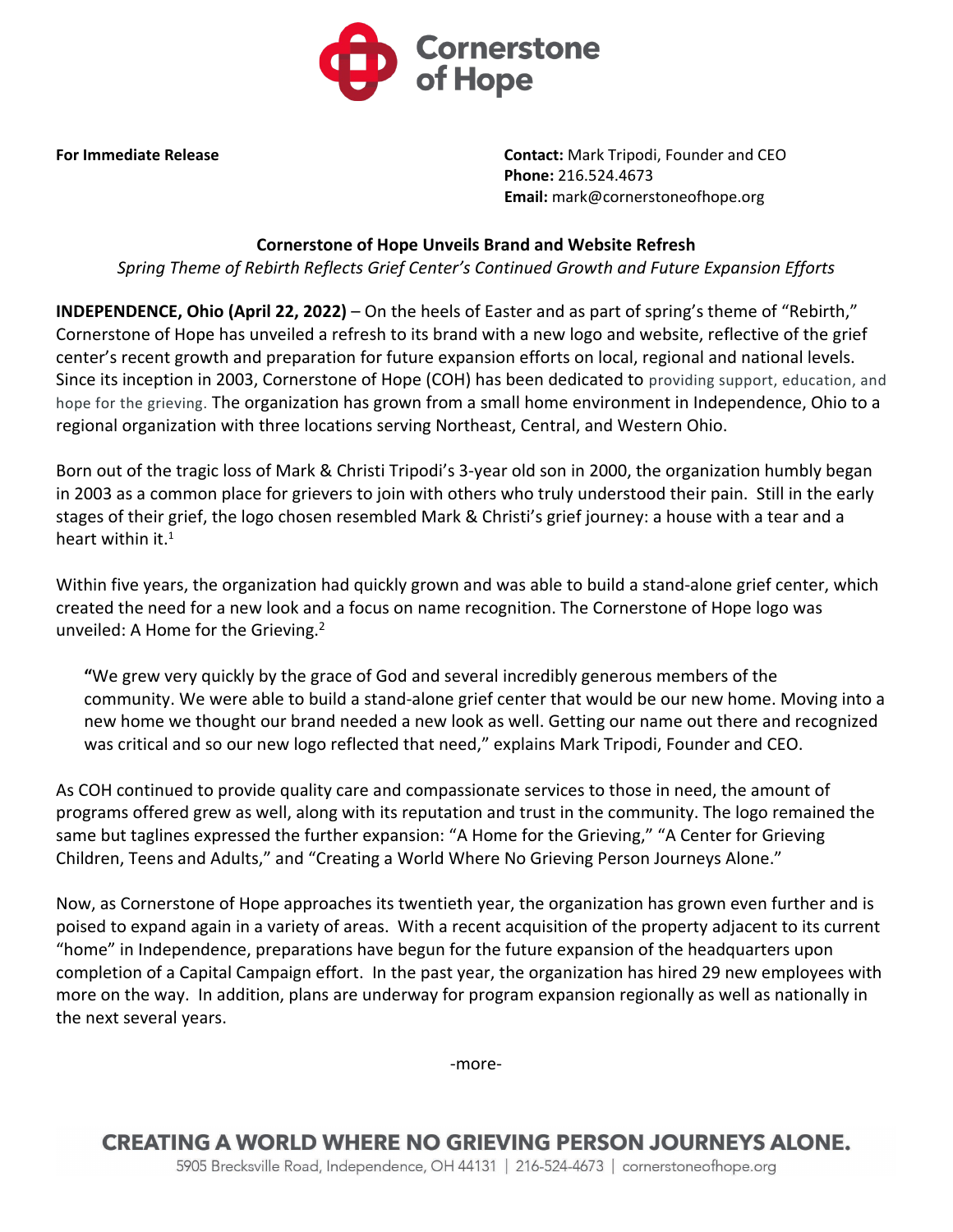**For Immediate Release**

**Contact:** Mark Tripodi, Founder and CEO
**Phone:** 216.524.4673
**Email:** mark@cornerstoneofhope.org

## Cornerstone of Hope Unveils Brand and Website Refresh

*Spring Theme of Rebirth Reflects Grief Center's Continued Growth and Future Expansion Efforts*

**INDEPENDENCE, Ohio (April 22, 2022)** – On the heels of Easter and as part of spring's theme of "Rebirth," Cornerstone of Hope has unveiled a refresh to its brand with a new logo and website, reflective of the grief center's recent growth and preparation for future expansion efforts on local, regional and national levels. Since its inception in 2003, Cornerstone of Hope (COH) has been dedicated to providing support, education, and hope for the grieving. The organization has grown from a small home environment in Independence, Ohio to a regional organization with three locations serving Northeast, Central, and Western Ohio.

Born out of the tragic loss of Mark & Christi Tripodi's 3-year old son in 2000, the organization humbly began in 2003 as a common place for grievers to join with others who truly understood their pain. Still in the early stages of their grief, the logo chosen resembled Mark & Christi's grief journey: a house with a tear and a heart within it.[1]

Within five years, the organization had quickly grown and was able to build a stand-alone grief center, which created the need for a new look and a focus on name recognition. The Cornerstone of Hope logo was unveiled: A Home for the Grieving.[2]

> **"**We grew very quickly by the grace of God and several incredibly generous members of the community. We were able to build a stand-alone grief center that would be our new home. Moving into a new home we thought our brand needed a new look as well. Getting our name out there and recognized was critical and so our new logo reflected that need," explains Mark Tripodi, Founder and CEO.

As COH continued to provide quality care and compassionate services to those in need, the amount of programs offered grew as well, along with its reputation and trust in the community. The logo remained the same but taglines expressed the further expansion: "A Home for the Grieving," "A Center for Grieving Children, Teens and Adults," and "Creating a World Where No Grieving Person Journeys Alone."

Now, as Cornerstone of Hope approaches its twentieth year, the organization has grown even further and is poised to expand again in a variety of areas. With a recent acquisition of the property adjacent to its current "home" in Independence, preparations have begun for the future expansion of the headquarters upon completion of a Capital Campaign effort. In the past year, the organization has hired 29 new employees with more on the way. In addition, plans are underway for program expansion regionally as well as nationally in the next several years.

-more-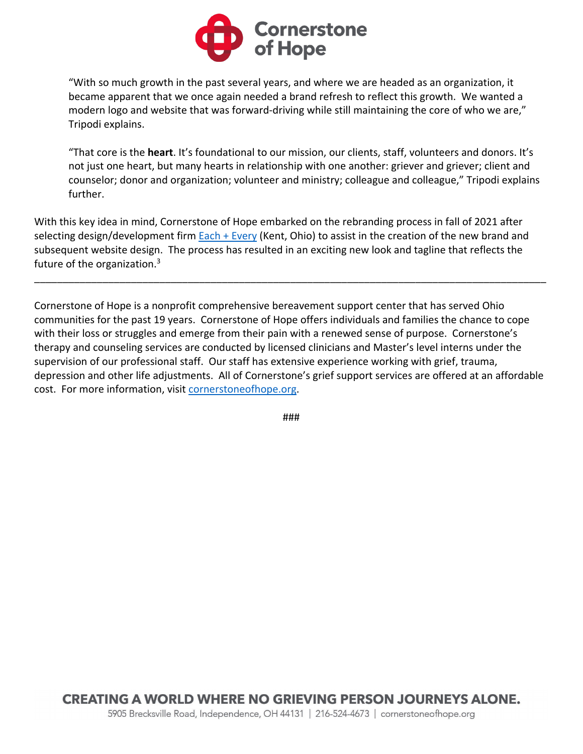"With so much growth in the past several years, and where we are headed as an organization, it became apparent that we once again needed a brand refresh to reflect this growth. We wanted a modern logo and website that was forward-driving while still maintaining the core of who we are," Tripodi explains.

"That core is the **heart**. It's foundational to our mission, our clients, staff, volunteers and donors. It's not just one heart, but many hearts in relationship with one another: griever and griever; client and counselor; donor and organization; volunteer and ministry; colleague and colleague," Tripodi explains further.

With this key idea in mind, Cornerstone of Hope embarked on the rebranding process in fall of 2021 after selecting design/development firm Each + Every (Kent, Ohio) to assist in the creation of the new brand and subsequent website design. The process has resulted in an exciting new look and tagline that reflects the future of the organization.[3]

---

Cornerstone of Hope is a nonprofit comprehensive bereavement support center that has served Ohio communities for the past 19 years. Cornerstone of Hope offers individuals and families the chance to cope with their loss or struggles and emerge from their pain with a renewed sense of purpose. Cornerstone's therapy and counseling services are conducted by licensed clinicians and Master's level interns under the supervision of our professional staff. Our staff has extensive experience working with grief, trauma, depression and other life adjustments. All of Cornerstone's grief support services are offered at an affordable cost. For more information, visit cornerstoneofhope.org.

###